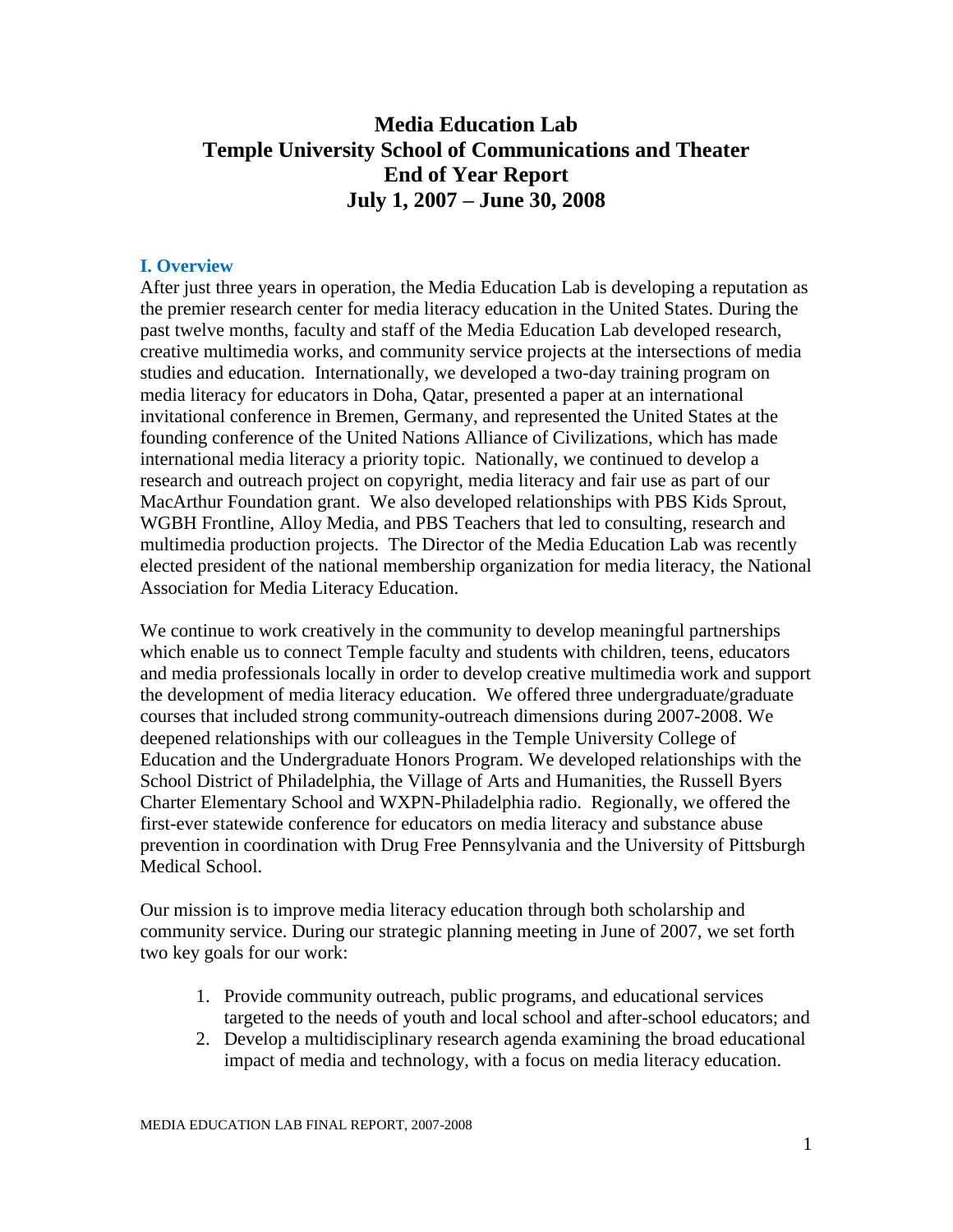# Media Education Lab
# Temple University School of Communications and Theater
# End of Year Report
# July 1, 2007 – June 30, 2008

## I. Overview

After just three years in operation, the Media Education Lab is developing a reputation as the premier research center for media literacy education in the United States. During the past twelve months, faculty and staff of the Media Education Lab developed research, creative multimedia works, and community service projects at the intersections of media studies and education. Internationally, we developed a two-day training program on media literacy for educators in Doha, Qatar, presented a paper at an international invitational conference in Bremen, Germany, and represented the United States at the founding conference of the United Nations Alliance of Civilizations, which has made international media literacy a priority topic. Nationally, we continued to develop a research and outreach project on copyright, media literacy and fair use as part of our MacArthur Foundation grant. We also developed relationships with PBS Kids Sprout, WGBH Frontline, Alloy Media, and PBS Teachers that led to consulting, research and multimedia production projects. The Director of the Media Education Lab was recently elected president of the national membership organization for media literacy, the National Association for Media Literacy Education.

We continue to work creatively in the community to develop meaningful partnerships which enable us to connect Temple faculty and students with children, teens, educators and media professionals locally in order to develop creative multimedia work and support the development of media literacy education. We offered three undergraduate/graduate courses that included strong community-outreach dimensions during 2007-2008. We deepened relationships with our colleagues in the Temple University College of Education and the Undergraduate Honors Program. We developed relationships with the School District of Philadelphia, the Village of Arts and Humanities, the Russell Byers Charter Elementary School and WXPN-Philadelphia radio. Regionally, we offered the first-ever statewide conference for educators on media literacy and substance abuse prevention in coordination with Drug Free Pennsylvania and the University of Pittsburgh Medical School.

Our mission is to improve media literacy education through both scholarship and community service. During our strategic planning meeting in June of 2007, we set forth two key goals for our work:

1. Provide community outreach, public programs, and educational services targeted to the needs of youth and local school and after-school educators; and
2. Develop a multidisciplinary research agenda examining the broad educational impact of media and technology, with a focus on media literacy education.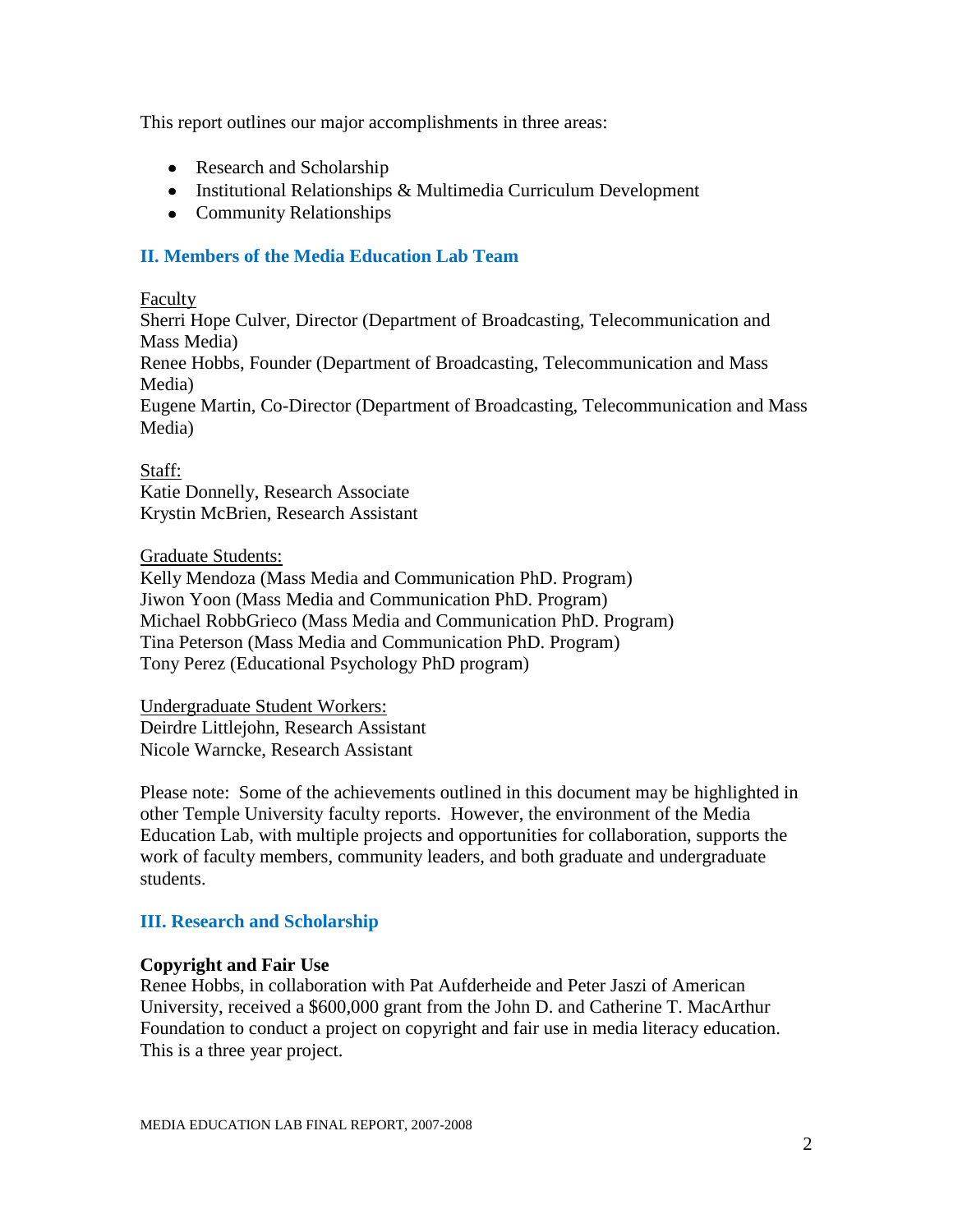This report outlines our major accomplishments in three areas:

- Research and Scholarship
- Institutional Relationships & Multimedia Curriculum Development
- Community Relationships

## II. Members of the Media Education Lab Team

Faculty
Sherri Hope Culver, Director (Department of Broadcasting, Telecommunication and Mass Media)
Renee Hobbs, Founder (Department of Broadcasting, Telecommunication and Mass Media)
Eugene Martin, Co-Director (Department of Broadcasting, Telecommunication and Mass Media)

Staff:
Katie Donnelly, Research Associate
Krystin McBrien, Research Assistant

Graduate Students:
Kelly Mendoza (Mass Media and Communication PhD. Program)
Jiwon Yoon (Mass Media and Communication PhD. Program)
Michael RobbGrieco (Mass Media and Communication PhD. Program)
Tina Peterson (Mass Media and Communication PhD. Program)
Tony Perez (Educational Psychology PhD program)

Undergraduate Student Workers:
Deirdre Littlejohn, Research Assistant
Nicole Warncke, Research Assistant

Please note: Some of the achievements outlined in this document may be highlighted in other Temple University faculty reports. However, the environment of the Media Education Lab, with multiple projects and opportunities for collaboration, supports the work of faculty members, community leaders, and both graduate and undergraduate students.

## III. Research and Scholarship

**Copyright and Fair Use**
Renee Hobbs, in collaboration with Pat Aufderheide and Peter Jaszi of American University, received a $600,000 grant from the John D. and Catherine T. MacArthur Foundation to conduct a project on copyright and fair use in media literacy education. This is a three year project.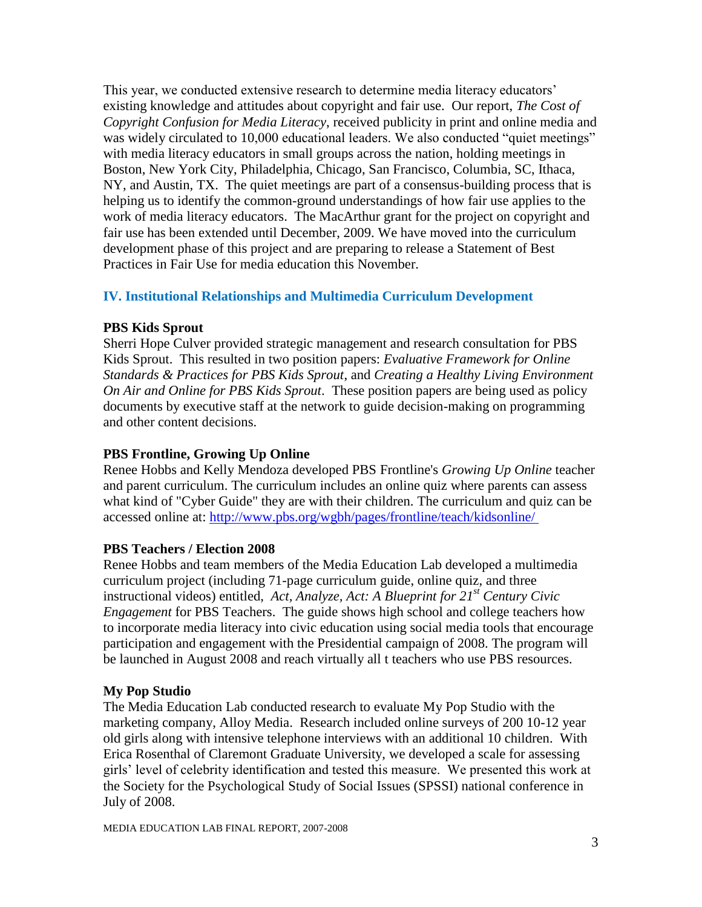This year, we conducted extensive research to determine media literacy educators' existing knowledge and attitudes about copyright and fair use. Our report, *The Cost of Copyright Confusion for Media Literacy*, received publicity in print and online media and was widely circulated to 10,000 educational leaders. We also conducted "quiet meetings" with media literacy educators in small groups across the nation, holding meetings in Boston, New York City, Philadelphia, Chicago, San Francisco, Columbia, SC, Ithaca, NY, and Austin, TX. The quiet meetings are part of a consensus-building process that is helping us to identify the common-ground understandings of how fair use applies to the work of media literacy educators. The MacArthur grant for the project on copyright and fair use has been extended until December, 2009. We have moved into the curriculum development phase of this project and are preparing to release a Statement of Best Practices in Fair Use for media education this November.

## IV. Institutional Relationships and Multimedia Curriculum Development

**PBS Kids Sprout**

Sherri Hope Culver provided strategic management and research consultation for PBS Kids Sprout. This resulted in two position papers: *Evaluative Framework for Online Standards & Practices for PBS Kids Sprout*, and *Creating a Healthy Living Environment On Air and Online for PBS Kids Sprout*. These position papers are being used as policy documents by executive staff at the network to guide decision-making on programming and other content decisions.

**PBS Frontline, Growing Up Online**

Renee Hobbs and Kelly Mendoza developed PBS Frontline's *Growing Up Online* teacher and parent curriculum. The curriculum includes an online quiz where parents can assess what kind of "Cyber Guide" they are with their children. The curriculum and quiz can be accessed online at: http://www.pbs.org/wgbh/pages/frontline/teach/kidsonline/

**PBS Teachers / Election 2008**

Renee Hobbs and team members of the Media Education Lab developed a multimedia curriculum project (including 71-page curriculum guide, online quiz, and three instructional videos) entitled, *Act, Analyze, Act: A Blueprint for 21st Century Civic Engagement* for PBS Teachers. The guide shows high school and college teachers how to incorporate media literacy into civic education using social media tools that encourage participation and engagement with the Presidential campaign of 2008. The program will be launched in August 2008 and reach virtually all t teachers who use PBS resources.

**My Pop Studio**

The Media Education Lab conducted research to evaluate My Pop Studio with the marketing company, Alloy Media. Research included online surveys of 200 10-12 year old girls along with intensive telephone interviews with an additional 10 children. With Erica Rosenthal of Claremont Graduate University, we developed a scale for assessing girls' level of celebrity identification and tested this measure. We presented this work at the Society for the Psychological Study of Social Issues (SPSSI) national conference in July of 2008.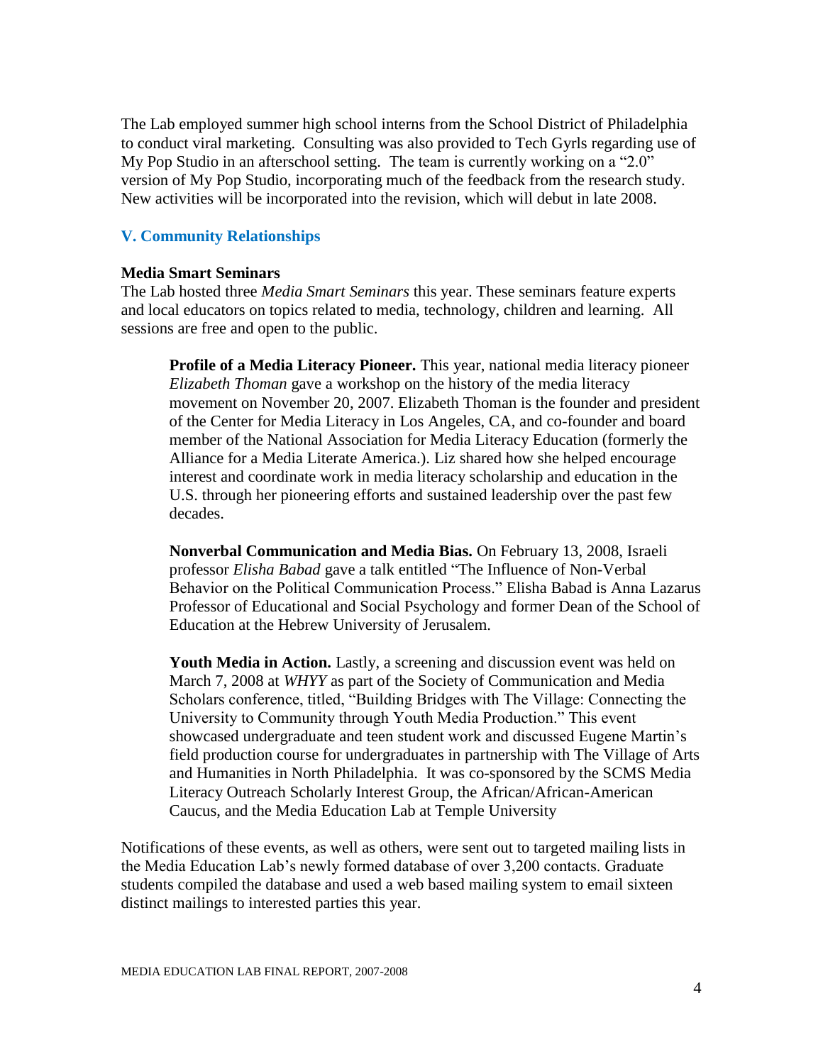The Lab employed summer high school interns from the School District of Philadelphia to conduct viral marketing. Consulting was also provided to Tech Gyrls regarding use of My Pop Studio in an afterschool setting. The team is currently working on a "2.0" version of My Pop Studio, incorporating much of the feedback from the research study. New activities will be incorporated into the revision, which will debut in late 2008.

## V. Community Relationships

### Media Smart Seminars

The Lab hosted three *Media Smart Seminars* this year. These seminars feature experts and local educators on topics related to media, technology, children and learning. All sessions are free and open to the public.

**Profile of a Media Literacy Pioneer.** This year, national media literacy pioneer *Elizabeth Thoman* gave a workshop on the history of the media literacy movement on November 20, 2007. Elizabeth Thoman is the founder and president of the Center for Media Literacy in Los Angeles, CA, and co-founder and board member of the National Association for Media Literacy Education (formerly the Alliance for a Media Literate America.). Liz shared how she helped encourage interest and coordinate work in media literacy scholarship and education in the U.S. through her pioneering efforts and sustained leadership over the past few decades.

**Nonverbal Communication and Media Bias.** On February 13, 2008, Israeli professor *Elisha Babad* gave a talk entitled "The Influence of Non-Verbal Behavior on the Political Communication Process." Elisha Babad is Anna Lazarus Professor of Educational and Social Psychology and former Dean of the School of Education at the Hebrew University of Jerusalem.

**Youth Media in Action.** Lastly, a screening and discussion event was held on March 7, 2008 at *WHYY* as part of the Society of Communication and Media Scholars conference, titled, "Building Bridges with The Village: Connecting the University to Community through Youth Media Production." This event showcased undergraduate and teen student work and discussed Eugene Martin's field production course for undergraduates in partnership with The Village of Arts and Humanities in North Philadelphia. It was co-sponsored by the SCMS Media Literacy Outreach Scholarly Interest Group, the African/African-American Caucus, and the Media Education Lab at Temple University

Notifications of these events, as well as others, were sent out to targeted mailing lists in the Media Education Lab's newly formed database of over 3,200 contacts. Graduate students compiled the database and used a web based mailing system to email sixteen distinct mailings to interested parties this year.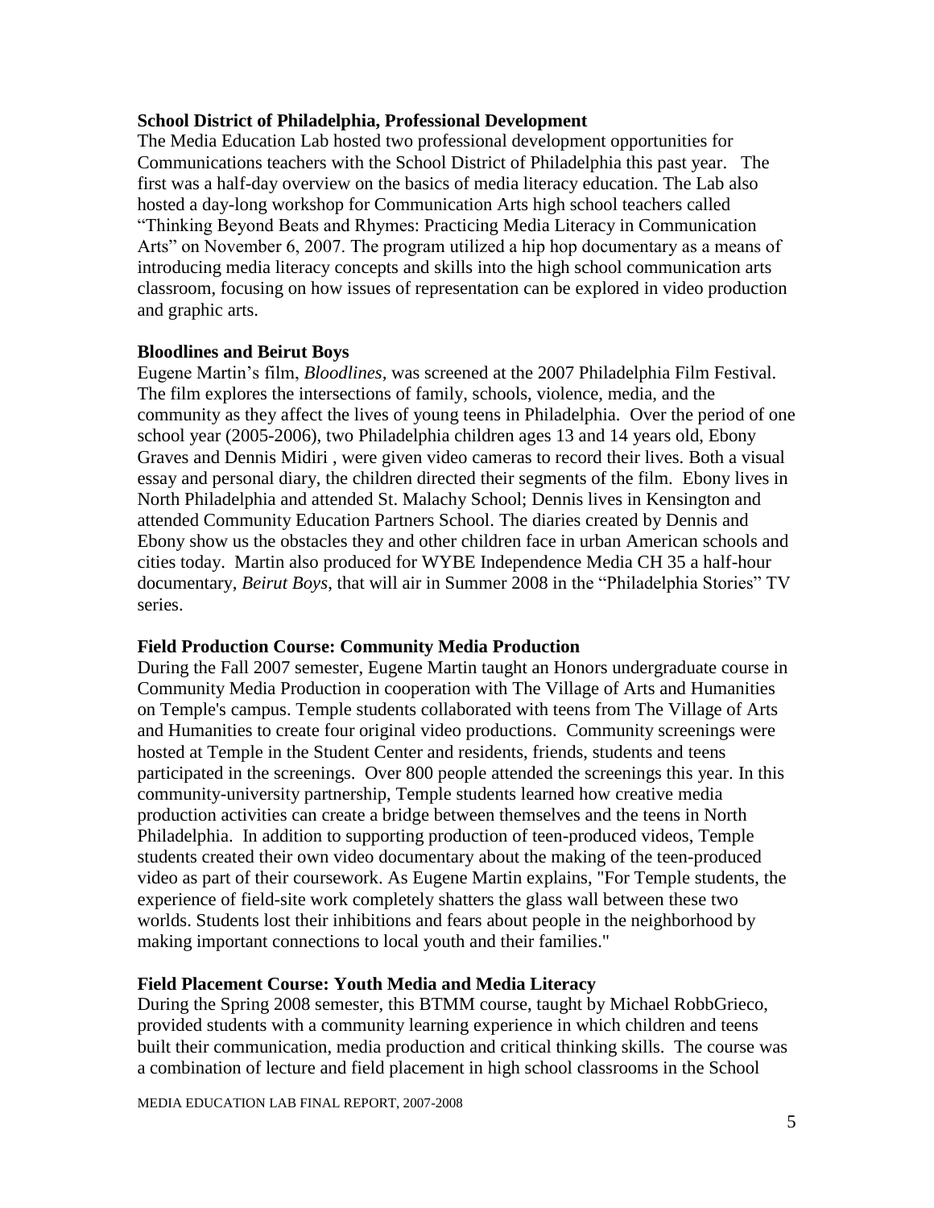**School District of Philadelphia, Professional Development**

The Media Education Lab hosted two professional development opportunities for Communications teachers with the School District of Philadelphia this past year. The first was a half-day overview on the basics of media literacy education. The Lab also hosted a day-long workshop for Communication Arts high school teachers called "Thinking Beyond Beats and Rhymes: Practicing Media Literacy in Communication Arts" on November 6, 2007. The program utilized a hip hop documentary as a means of introducing media literacy concepts and skills into the high school communication arts classroom, focusing on how issues of representation can be explored in video production and graphic arts.

**Bloodlines and Beirut Boys**

Eugene Martin's film, *Bloodlines*, was screened at the 2007 Philadelphia Film Festival. The film explores the intersections of family, schools, violence, media, and the community as they affect the lives of young teens in Philadelphia. Over the period of one school year (2005-2006), two Philadelphia children ages 13 and 14 years old, Ebony Graves and Dennis Midiri , were given video cameras to record their lives. Both a visual essay and personal diary, the children directed their segments of the film. Ebony lives in North Philadelphia and attended St. Malachy School; Dennis lives in Kensington and attended Community Education Partners School. The diaries created by Dennis and Ebony show us the obstacles they and other children face in urban American schools and cities today. Martin also produced for WYBE Independence Media CH 35 a half-hour documentary, *Beirut Boys*, that will air in Summer 2008 in the "Philadelphia Stories" TV series.

**Field Production Course: Community Media Production**

During the Fall 2007 semester, Eugene Martin taught an Honors undergraduate course in Community Media Production in cooperation with The Village of Arts and Humanities on Temple's campus. Temple students collaborated with teens from The Village of Arts and Humanities to create four original video productions. Community screenings were hosted at Temple in the Student Center and residents, friends, students and teens participated in the screenings. Over 800 people attended the screenings this year. In this community-university partnership, Temple students learned how creative media production activities can create a bridge between themselves and the teens in North Philadelphia. In addition to supporting production of teen-produced videos, Temple students created their own video documentary about the making of the teen-produced video as part of their coursework. As Eugene Martin explains, "For Temple students, the experience of field-site work completely shatters the glass wall between these two worlds. Students lost their inhibitions and fears about people in the neighborhood by making important connections to local youth and their families."

**Field Placement Course: Youth Media and Media Literacy**

During the Spring 2008 semester, this BTMM course, taught by Michael RobbGrieco, provided students with a community learning experience in which children and teens built their communication, media production and critical thinking skills. The course was a combination of lecture and field placement in high school classrooms in the School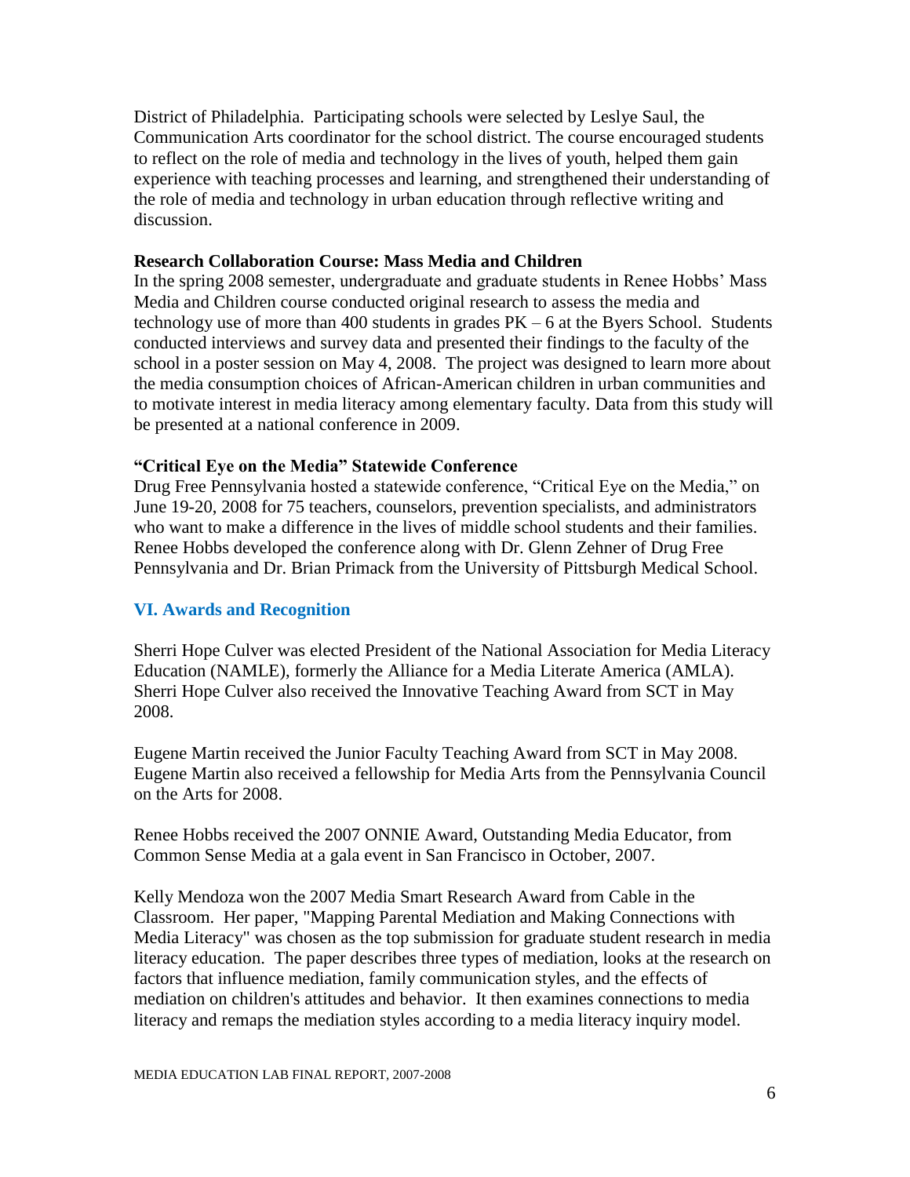District of Philadelphia. Participating schools were selected by Leslye Saul, the Communication Arts coordinator for the school district. The course encouraged students to reflect on the role of media and technology in the lives of youth, helped them gain experience with teaching processes and learning, and strengthened their understanding of the role of media and technology in urban education through reflective writing and discussion.

**Research Collaboration Course: Mass Media and Children**

In the spring 2008 semester, undergraduate and graduate students in Renee Hobbs' Mass Media and Children course conducted original research to assess the media and technology use of more than 400 students in grades PK – 6 at the Byers School. Students conducted interviews and survey data and presented their findings to the faculty of the school in a poster session on May 4, 2008. The project was designed to learn more about the media consumption choices of African-American children in urban communities and to motivate interest in media literacy among elementary faculty. Data from this study will be presented at a national conference in 2009.

**"Critical Eye on the Media" Statewide Conference**

Drug Free Pennsylvania hosted a statewide conference, "Critical Eye on the Media," on June 19-20, 2008 for 75 teachers, counselors, prevention specialists, and administrators who want to make a difference in the lives of middle school students and their families. Renee Hobbs developed the conference along with Dr. Glenn Zehner of Drug Free Pennsylvania and Dr. Brian Primack from the University of Pittsburgh Medical School.

## VI. Awards and Recognition

Sherri Hope Culver was elected President of the National Association for Media Literacy Education (NAMLE), formerly the Alliance for a Media Literate America (AMLA). Sherri Hope Culver also received the Innovative Teaching Award from SCT in May 2008.

Eugene Martin received the Junior Faculty Teaching Award from SCT in May 2008. Eugene Martin also received a fellowship for Media Arts from the Pennsylvania Council on the Arts for 2008.

Renee Hobbs received the 2007 ONNIE Award, Outstanding Media Educator, from Common Sense Media at a gala event in San Francisco in October, 2007.

Kelly Mendoza won the 2007 Media Smart Research Award from Cable in the Classroom. Her paper, "Mapping Parental Mediation and Making Connections with Media Literacy" was chosen as the top submission for graduate student research in media literacy education. The paper describes three types of mediation, looks at the research on factors that influence mediation, family communication styles, and the effects of mediation on children's attitudes and behavior. It then examines connections to media literacy and remaps the mediation styles according to a media literacy inquiry model.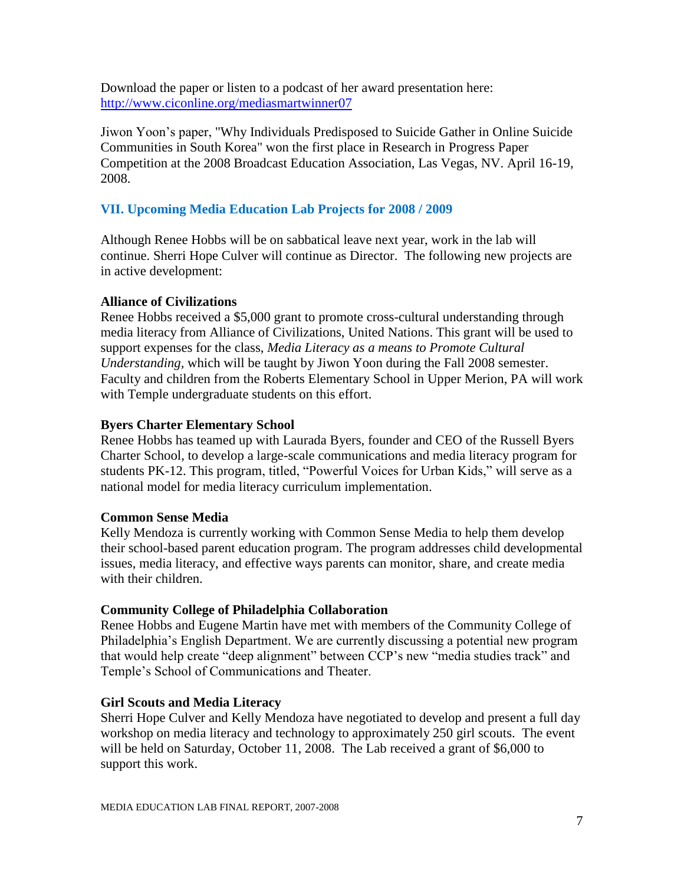Download the paper or listen to a podcast of her award presentation here: http://www.ciconline.org/mediasmartwinner07

Jiwon Yoon's paper, "Why Individuals Predisposed to Suicide Gather in Online Suicide Communities in South Korea" won the first place in Research in Progress Paper Competition at the 2008 Broadcast Education Association, Las Vegas, NV. April 16-19, 2008.

## VII. Upcoming Media Education Lab Projects for 2008 / 2009

Although Renee Hobbs will be on sabbatical leave next year, work in the lab will continue. Sherri Hope Culver will continue as Director. The following new projects are in active development:

**Alliance of Civilizations**
Renee Hobbs received a $5,000 grant to promote cross-cultural understanding through media literacy from Alliance of Civilizations, United Nations. This grant will be used to support expenses for the class, *Media Literacy as a means to Promote Cultural Understanding,* which will be taught by Jiwon Yoon during the Fall 2008 semester. Faculty and children from the Roberts Elementary School in Upper Merion, PA will work with Temple undergraduate students on this effort.

**Byers Charter Elementary School**
Renee Hobbs has teamed up with Laurada Byers, founder and CEO of the Russell Byers Charter School, to develop a large-scale communications and media literacy program for students PK-12. This program, titled, "Powerful Voices for Urban Kids," will serve as a national model for media literacy curriculum implementation.

**Common Sense Media**
Kelly Mendoza is currently working with Common Sense Media to help them develop their school-based parent education program. The program addresses child developmental issues, media literacy, and effective ways parents can monitor, share, and create media with their children.

**Community College of Philadelphia Collaboration**
Renee Hobbs and Eugene Martin have met with members of the Community College of Philadelphia's English Department. We are currently discussing a potential new program that would help create "deep alignment" between CCP's new "media studies track" and Temple's School of Communications and Theater.

**Girl Scouts and Media Literacy**
Sherri Hope Culver and Kelly Mendoza have negotiated to develop and present a full day workshop on media literacy and technology to approximately 250 girl scouts. The event will be held on Saturday, October 11, 2008. The Lab received a grant of $6,000 to support this work.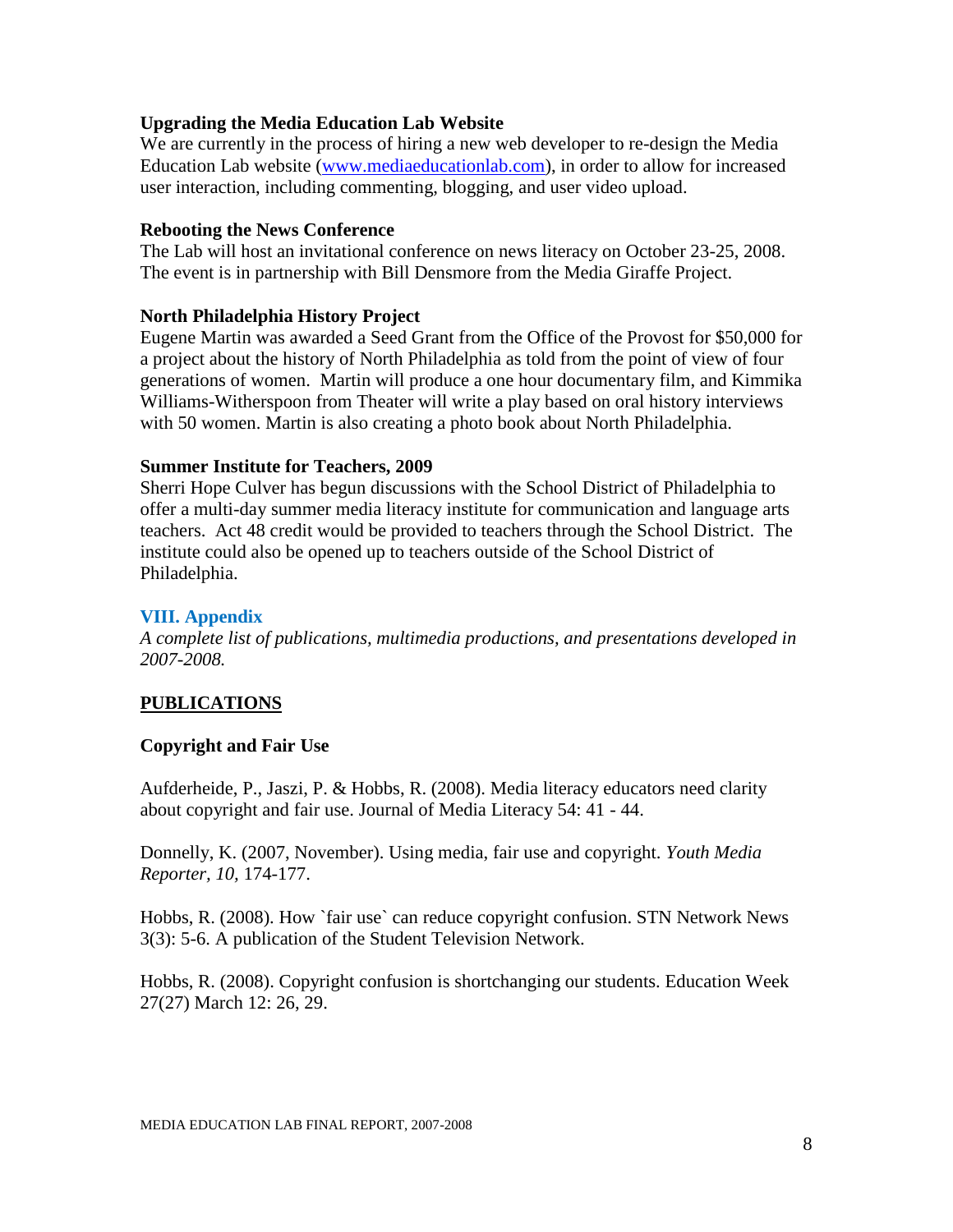**Upgrading the Media Education Lab Website**
We are currently in the process of hiring a new web developer to re-design the Media Education Lab website (www.mediaeducationlab.com), in order to allow for increased user interaction, including commenting, blogging, and user video upload.

**Rebooting the News Conference**
The Lab will host an invitational conference on news literacy on October 23-25, 2008. The event is in partnership with Bill Densmore from the Media Giraffe Project.

**North Philadelphia History Project**
Eugene Martin was awarded a Seed Grant from the Office of the Provost for $50,000 for a project about the history of North Philadelphia as told from the point of view of four generations of women. Martin will produce a one hour documentary film, and Kimmika Williams-Witherspoon from Theater will write a play based on oral history interviews with 50 women. Martin is also creating a photo book about North Philadelphia.

**Summer Institute for Teachers, 2009**
Sherri Hope Culver has begun discussions with the School District of Philadelphia to offer a multi-day summer media literacy institute for communication and language arts teachers. Act 48 credit would be provided to teachers through the School District. The institute could also be opened up to teachers outside of the School District of Philadelphia.

## VIII. Appendix

*A complete list of publications, multimedia productions, and presentations developed in 2007-2008.*

### PUBLICATIONS

**Copyright and Fair Use**

Aufderheide, P., Jaszi, P. & Hobbs, R. (2008). Media literacy educators need clarity about copyright and fair use. Journal of Media Literacy 54: 41 - 44.

Donnelly, K. (2007, November). Using media, fair use and copyright. *Youth Media Reporter, 10*, 174-177.

Hobbs, R. (2008). How `fair use` can reduce copyright confusion. STN Network News 3(3): 5-6. A publication of the Student Television Network.

Hobbs, R. (2008). Copyright confusion is shortchanging our students. Education Week 27(27) March 12: 26, 29.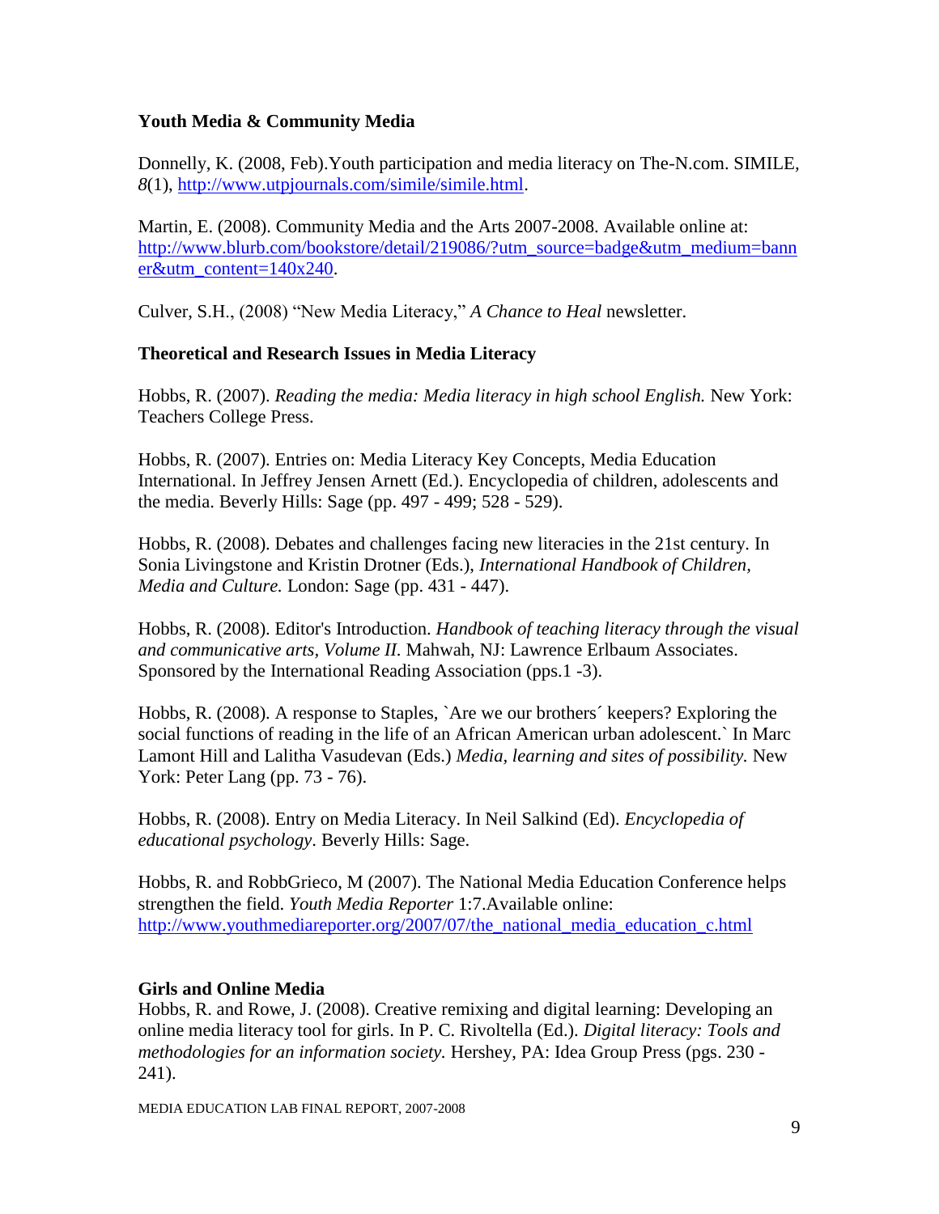### Youth Media & Community Media

Donnelly, K. (2008, Feb).Youth participation and media literacy on The-N.com. SIMILE, *8*(1), http://www.utpjournals.com/simile/simile.html.

Martin, E. (2008). Community Media and the Arts 2007-2008. Available online at: http://www.blurb.com/bookstore/detail/219086/?utm_source=badge&utm_medium=banner&utm_content=140x240.

Culver, S.H., (2008) "New Media Literacy," *A Chance to Heal* newsletter.

### Theoretical and Research Issues in Media Literacy

Hobbs, R. (2007). *Reading the media: Media literacy in high school English.* New York: Teachers College Press.

Hobbs, R. (2007). Entries on: Media Literacy Key Concepts, Media Education International. In Jeffrey Jensen Arnett (Ed.). Encyclopedia of children, adolescents and the media. Beverly Hills: Sage (pp. 497 - 499; 528 - 529).

Hobbs, R. (2008). Debates and challenges facing new literacies in the 21st century. In Sonia Livingstone and Kristin Drotner (Eds.), *International Handbook of Children, Media and Culture.* London: Sage (pp. 431 - 447).

Hobbs, R. (2008). Editor's Introduction. *Handbook of teaching literacy through the visual and communicative arts, Volume II.* Mahwah, NJ: Lawrence Erlbaum Associates. Sponsored by the International Reading Association (pps.1 -3).

Hobbs, R. (2008). A response to Staples, `Are we our brothers´ keepers? Exploring the social functions of reading in the life of an African American urban adolescent.` In Marc Lamont Hill and Lalitha Vasudevan (Eds.) *Media, learning and sites of possibility.* New York: Peter Lang (pp. 73 - 76).

Hobbs, R. (2008). Entry on Media Literacy. In Neil Salkind (Ed). *Encyclopedia of educational psychology*. Beverly Hills: Sage.

Hobbs, R. and RobbGrieco, M (2007). The National Media Education Conference helps strengthen the field. *Youth Media Reporter* 1:7.Available online: http://www.youthmediareporter.org/2007/07/the_national_media_education_c.html

### Girls and Online Media

Hobbs, R. and Rowe, J. (2008). Creative remixing and digital learning: Developing an online media literacy tool for girls. In P. C. Rivoltella (Ed.). *Digital literacy: Tools and methodologies for an information society.* Hershey, PA: Idea Group Press (pgs. 230 - 241).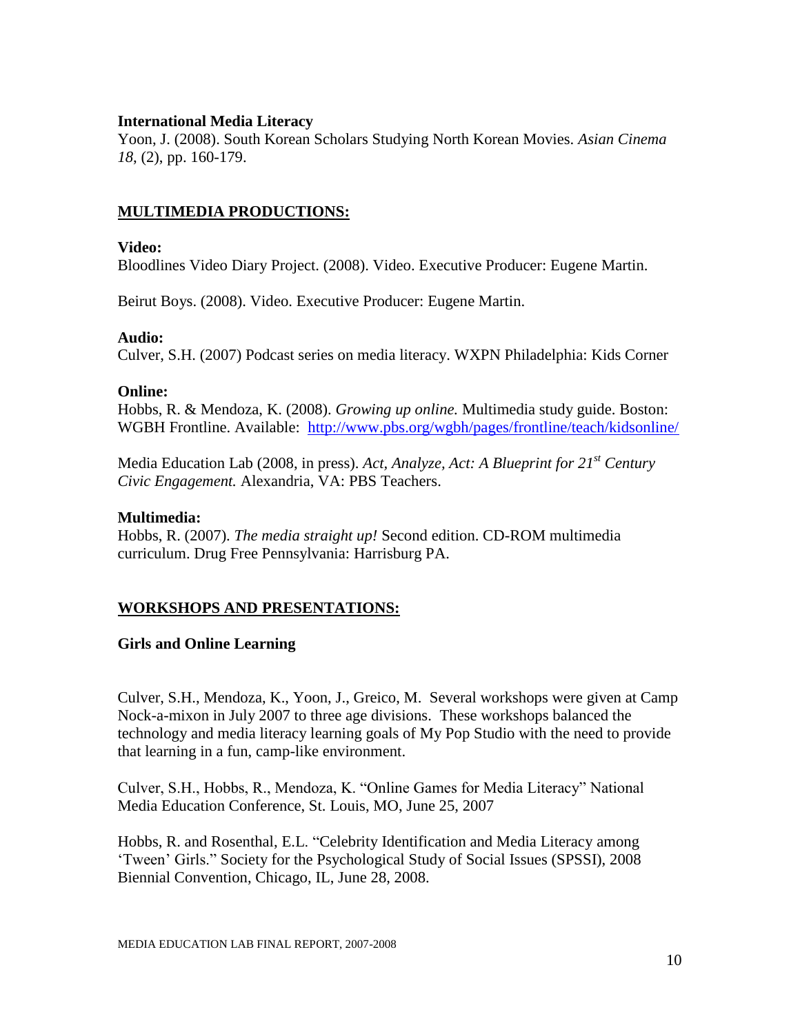**International Media Literacy**

Yoon, J. (2008). South Korean Scholars Studying North Korean Movies. *Asian Cinema 18*, (2), pp. 160-179.

## MULTIMEDIA PRODUCTIONS:

**Video:**

Bloodlines Video Diary Project. (2008). Video. Executive Producer: Eugene Martin.

Beirut Boys. (2008). Video. Executive Producer: Eugene Martin.

**Audio:**

Culver, S.H. (2007) Podcast series on media literacy. WXPN Philadelphia: Kids Corner

**Online:**

Hobbs, R. & Mendoza, K. (2008). *Growing up online.* Multimedia study guide. Boston: WGBH Frontline. Available: http://www.pbs.org/wgbh/pages/frontline/teach/kidsonline/

Media Education Lab (2008, in press). *Act, Analyze, Act: A Blueprint for 21st Century Civic Engagement.* Alexandria, VA: PBS Teachers.

**Multimedia:**

Hobbs, R. (2007). *The media straight up!* Second edition. CD-ROM multimedia curriculum. Drug Free Pennsylvania: Harrisburg PA.

## WORKSHOPS AND PRESENTATIONS:

**Girls and Online Learning**

Culver, S.H., Mendoza, K., Yoon, J., Greico, M. Several workshops were given at Camp Nock-a-mixon in July 2007 to three age divisions. These workshops balanced the technology and media literacy learning goals of My Pop Studio with the need to provide that learning in a fun, camp-like environment.

Culver, S.H., Hobbs, R., Mendoza, K. "Online Games for Media Literacy" National Media Education Conference, St. Louis, MO, June 25, 2007

Hobbs, R. and Rosenthal, E.L. "Celebrity Identification and Media Literacy among 'Tween' Girls." Society for the Psychological Study of Social Issues (SPSSI), 2008 Biennial Convention, Chicago, IL, June 28, 2008.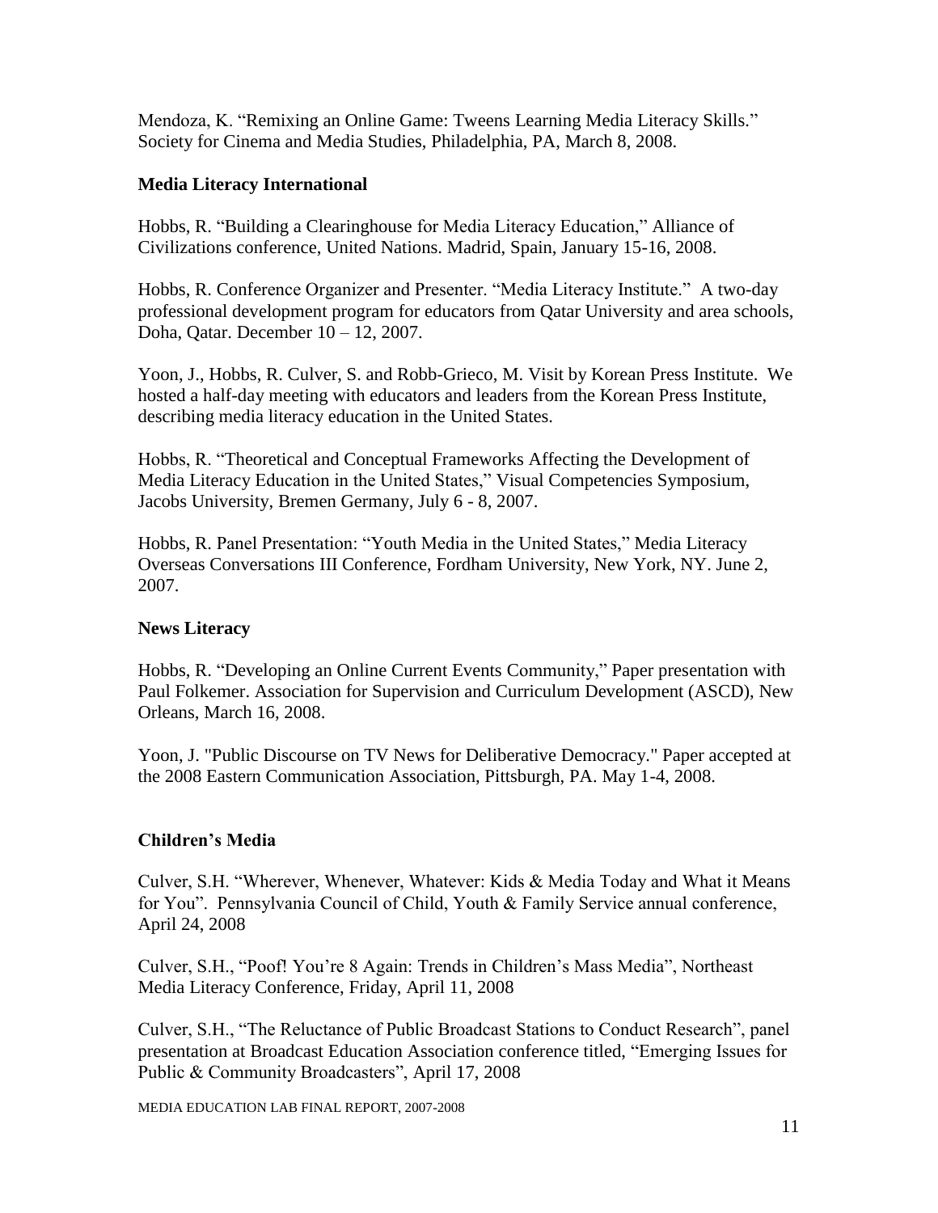Mendoza, K. “Remixing an Online Game: Tweens Learning Media Literacy Skills.” Society for Cinema and Media Studies, Philadelphia, PA, March 8, 2008.

**Media Literacy International**

Hobbs, R. “Building a Clearinghouse for Media Literacy Education,” Alliance of Civilizations conference, United Nations. Madrid, Spain, January 15-16, 2008.

Hobbs, R. Conference Organizer and Presenter. “Media Literacy Institute.” A two-day professional development program for educators from Qatar University and area schools, Doha, Qatar. December 10 – 12, 2007.

Yoon, J., Hobbs, R. Culver, S. and Robb-Grieco, M. Visit by Korean Press Institute. We hosted a half-day meeting with educators and leaders from the Korean Press Institute, describing media literacy education in the United States.

Hobbs, R. “Theoretical and Conceptual Frameworks Affecting the Development of Media Literacy Education in the United States,” Visual Competencies Symposium, Jacobs University, Bremen Germany, July 6 - 8, 2007.

Hobbs, R. Panel Presentation: “Youth Media in the United States,” Media Literacy Overseas Conversations III Conference, Fordham University, New York, NY. June 2, 2007.

**News Literacy**

Hobbs, R. “Developing an Online Current Events Community,” Paper presentation with Paul Folkemer. Association for Supervision and Curriculum Development (ASCD), New Orleans, March 16, 2008.

Yoon, J. "Public Discourse on TV News for Deliberative Democracy." Paper accepted at the 2008 Eastern Communication Association, Pittsburgh, PA. May 1-4, 2008.

**Children’s Media**

Culver, S.H. “Wherever, Whenever, Whatever: Kids & Media Today and What it Means for You”. Pennsylvania Council of Child, Youth & Family Service annual conference, April 24, 2008

Culver, S.H., “Poof! You’re 8 Again: Trends in Children’s Mass Media”, Northeast Media Literacy Conference, Friday, April 11, 2008

Culver, S.H., “The Reluctance of Public Broadcast Stations to Conduct Research”, panel presentation at Broadcast Education Association conference titled, “Emerging Issues for Public & Community Broadcasters”, April 17, 2008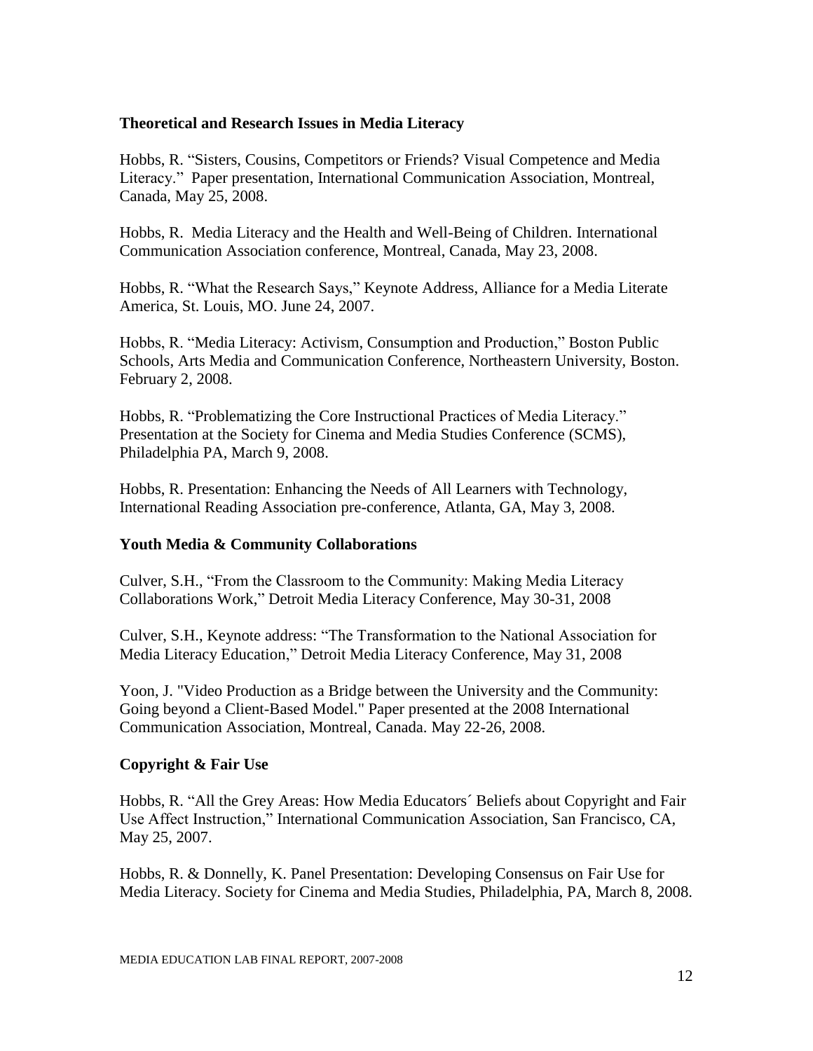## Theoretical and Research Issues in Media Literacy

Hobbs, R. "Sisters, Cousins, Competitors or Friends? Visual Competence and Media Literacy." Paper presentation, International Communication Association, Montreal, Canada, May 25, 2008.

Hobbs, R. Media Literacy and the Health and Well-Being of Children. International Communication Association conference, Montreal, Canada, May 23, 2008.

Hobbs, R. "What the Research Says," Keynote Address, Alliance for a Media Literate America, St. Louis, MO. June 24, 2007.

Hobbs, R. "Media Literacy: Activism, Consumption and Production," Boston Public Schools, Arts Media and Communication Conference, Northeastern University, Boston. February 2, 2008.

Hobbs, R. "Problematizing the Core Instructional Practices of Media Literacy." Presentation at the Society for Cinema and Media Studies Conference (SCMS), Philadelphia PA, March 9, 2008.

Hobbs, R. Presentation: Enhancing the Needs of All Learners with Technology, International Reading Association pre-conference, Atlanta, GA, May 3, 2008.

## Youth Media & Community Collaborations

Culver, S.H., "From the Classroom to the Community: Making Media Literacy Collaborations Work," Detroit Media Literacy Conference, May 30-31, 2008

Culver, S.H., Keynote address: "The Transformation to the National Association for Media Literacy Education," Detroit Media Literacy Conference, May 31, 2008

Yoon, J. "Video Production as a Bridge between the University and the Community: Going beyond a Client-Based Model." Paper presented at the 2008 International Communication Association, Montreal, Canada. May 22-26, 2008.

## Copyright & Fair Use

Hobbs, R. "All the Grey Areas: How Media Educators´ Beliefs about Copyright and Fair Use Affect Instruction," International Communication Association, San Francisco, CA, May 25, 2007.

Hobbs, R. & Donnelly, K. Panel Presentation: Developing Consensus on Fair Use for Media Literacy. Society for Cinema and Media Studies, Philadelphia, PA, March 8, 2008.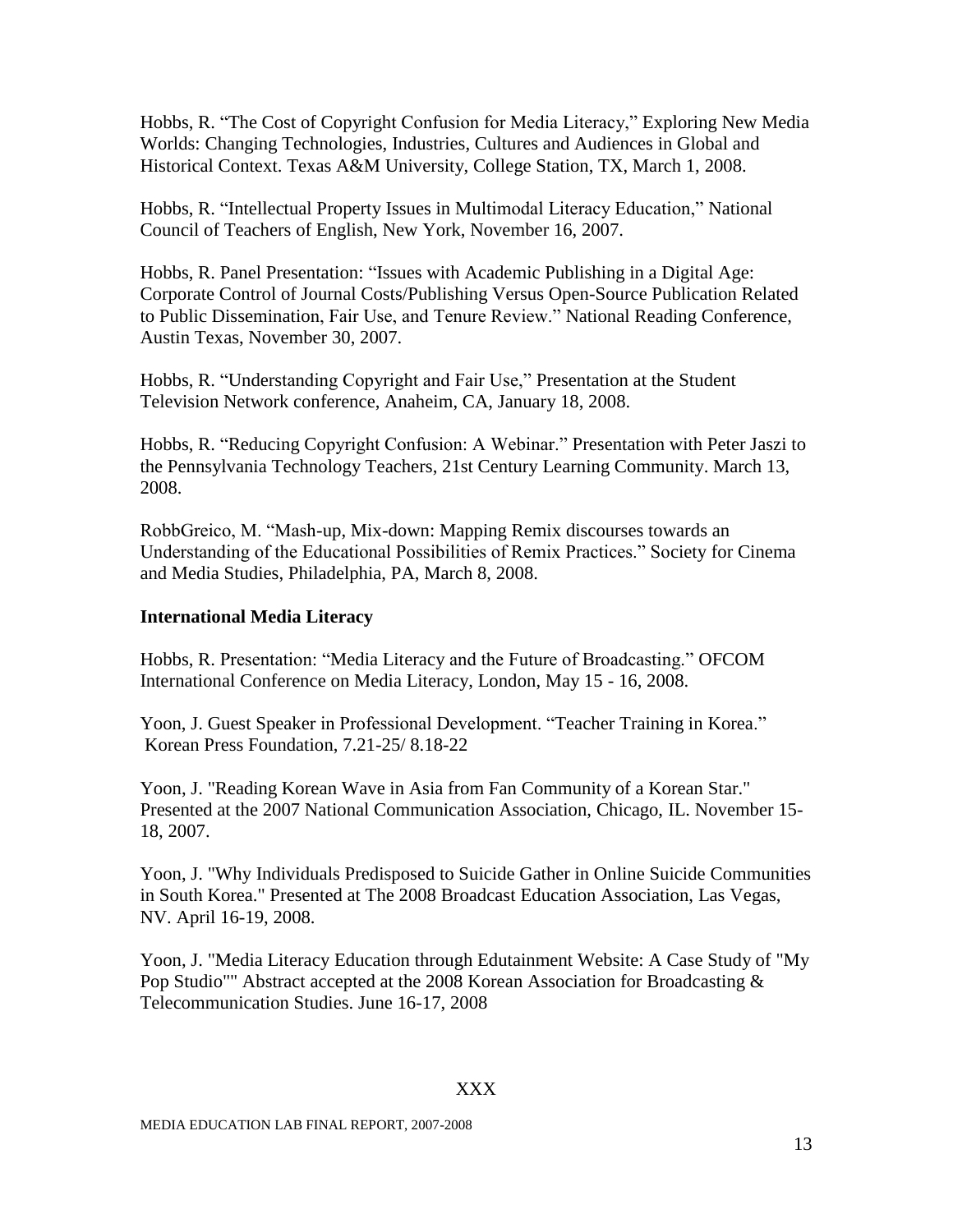Hobbs, R. "The Cost of Copyright Confusion for Media Literacy," Exploring New Media Worlds: Changing Technologies, Industries, Cultures and Audiences in Global and Historical Context. Texas A&M University, College Station, TX, March 1, 2008.

Hobbs, R. "Intellectual Property Issues in Multimodal Literacy Education," National Council of Teachers of English, New York, November 16, 2007.

Hobbs, R. Panel Presentation: "Issues with Academic Publishing in a Digital Age: Corporate Control of Journal Costs/Publishing Versus Open-Source Publication Related to Public Dissemination, Fair Use, and Tenure Review." National Reading Conference, Austin Texas, November 30, 2007.

Hobbs, R. "Understanding Copyright and Fair Use," Presentation at the Student Television Network conference, Anaheim, CA, January 18, 2008.

Hobbs, R. "Reducing Copyright Confusion: A Webinar." Presentation with Peter Jaszi to the Pennsylvania Technology Teachers, 21st Century Learning Community. March 13, 2008.

RobbGreico, M. "Mash-up, Mix-down: Mapping Remix discourses towards an Understanding of the Educational Possibilities of Remix Practices." Society for Cinema and Media Studies, Philadelphia, PA, March 8, 2008.

**International Media Literacy**

Hobbs, R. Presentation: "Media Literacy and the Future of Broadcasting." OFCOM International Conference on Media Literacy, London, May 15 - 16, 2008.

Yoon, J. Guest Speaker in Professional Development. "Teacher Training in Korea." Korean Press Foundation, 7.21-25/ 8.18-22

Yoon, J. "Reading Korean Wave in Asia from Fan Community of a Korean Star." Presented at the 2007 National Communication Association, Chicago, IL. November 15-18, 2007.

Yoon, J. "Why Individuals Predisposed to Suicide Gather in Online Suicide Communities in South Korea." Presented at The 2008 Broadcast Education Association, Las Vegas, NV. April 16-19, 2008.

Yoon, J. "Media Literacy Education through Edutainment Website: A Case Study of "My Pop Studio"" Abstract accepted at the 2008 Korean Association for Broadcasting & Telecommunication Studies. June 16-17, 2008

XXX